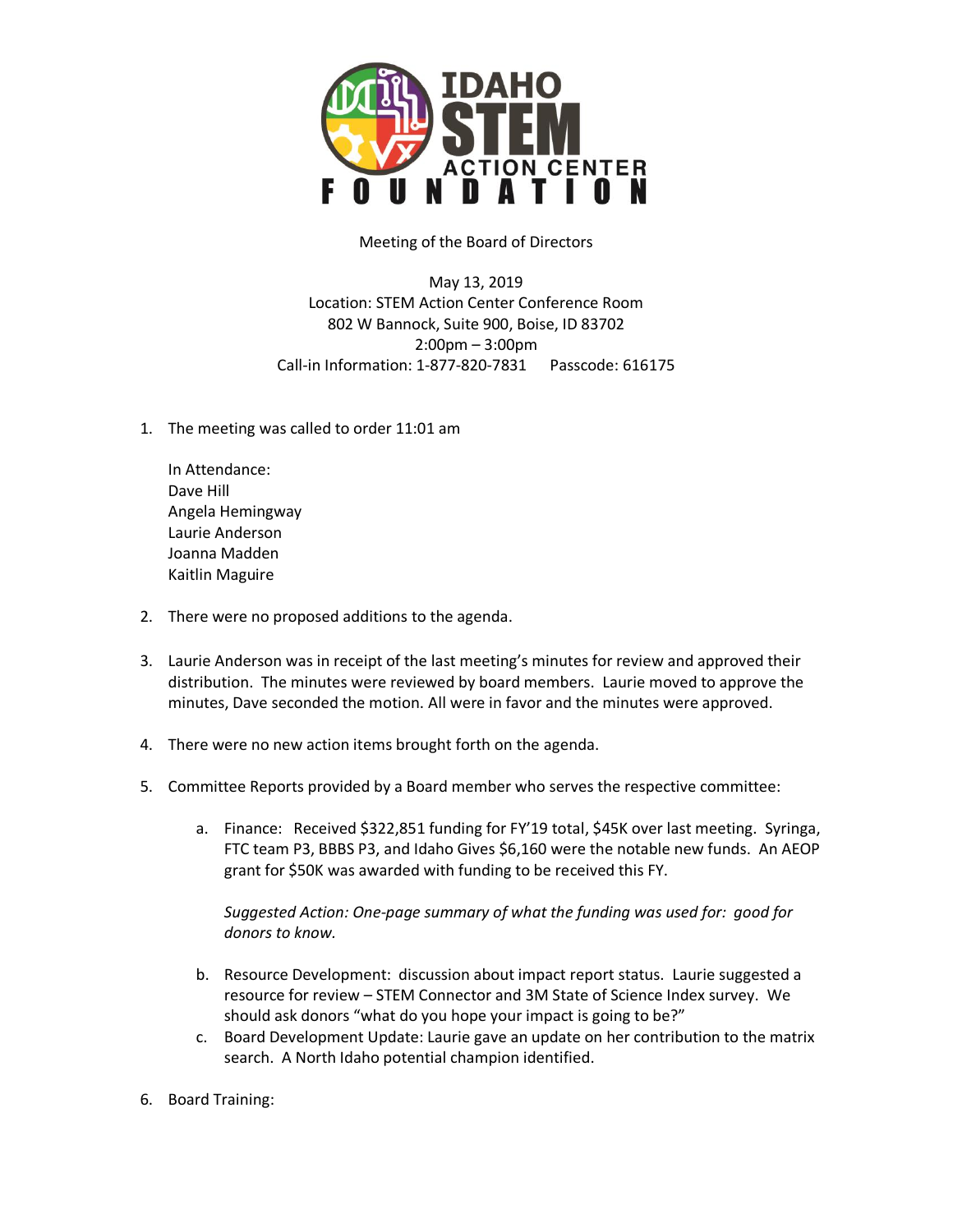# IDAHO STEM ACTION CENTER FOUNDATION

Meeting of the Board of Directors

May 13, 2019
Location: STEM Action Center Conference Room
802 W Bannock, Suite 900, Boise, ID 83702
2:00pm – 3:00pm
Call-in Information: 1-877-820-7831 Passcode: 616175

1. The meeting was called to order 11:01 am

   In Attendance:
   Dave Hill
   Angela Hemingway
   Laurie Anderson
   Joanna Madden
   Kaitlin Maguire

2. There were no proposed additions to the agenda.

3. Laurie Anderson was in receipt of the last meeting's minutes for review and approved their distribution. The minutes were reviewed by board members. Laurie moved to approve the minutes, Dave seconded the motion. All were in favor and the minutes were approved.

4. There were no new action items brought forth on the agenda.

5. Committee Reports provided by a Board member who serves the respective committee:

   a. Finance: Received $322,851 funding for FY'19 total, $45K over last meeting. Syringa, FTC team P3, BBBS P3, and Idaho Gives $6,160 were the notable new funds. An AEOP grant for $50K was awarded with funding to be received this FY.

      *Suggested Action: One-page summary of what the funding was used for: good for donors to know.*

   b. Resource Development: discussion about impact report status. Laurie suggested a resource for review – STEM Connector and 3M State of Science Index survey. We should ask donors "what do you hope your impact is going to be?"

   c. Board Development Update: Laurie gave an update on her contribution to the matrix search. A North Idaho potential champion identified.

6. Board Training: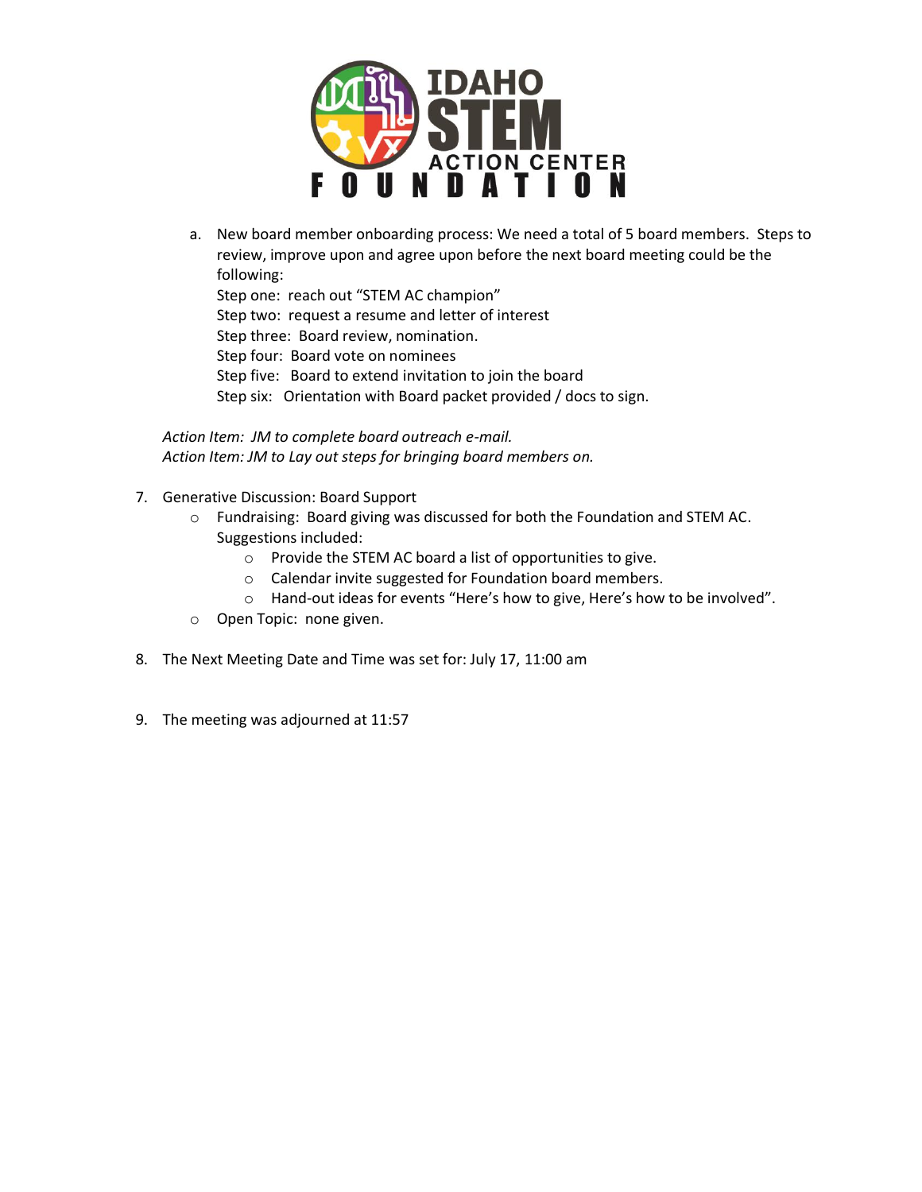a. New board member onboarding process: We need a total of 5 board members. Steps to review, improve upon and agree upon before the next board meeting could be the following:
   Step one: reach out "STEM AC champion"
   Step two: request a resume and letter of interest
   Step three: Board review, nomination.
   Step four: Board vote on nominees
   Step five: Board to extend invitation to join the board
   Step six: Orientation with Board packet provided / docs to sign.

*Action Item: JM to complete board outreach e-mail.*
*Action Item: JM to Lay out steps for bringing board members on.*

7. Generative Discussion: Board Support
   - Fundraising: Board giving was discussed for both the Foundation and STEM AC. Suggestions included:
     - Provide the STEM AC board a list of opportunities to give.
     - Calendar invite suggested for Foundation board members.
     - Hand-out ideas for events "Here's how to give, Here's how to be involved".
   - Open Topic: none given.

8. The Next Meeting Date and Time was set for: July 17, 11:00 am

9. The meeting was adjourned at 11:57